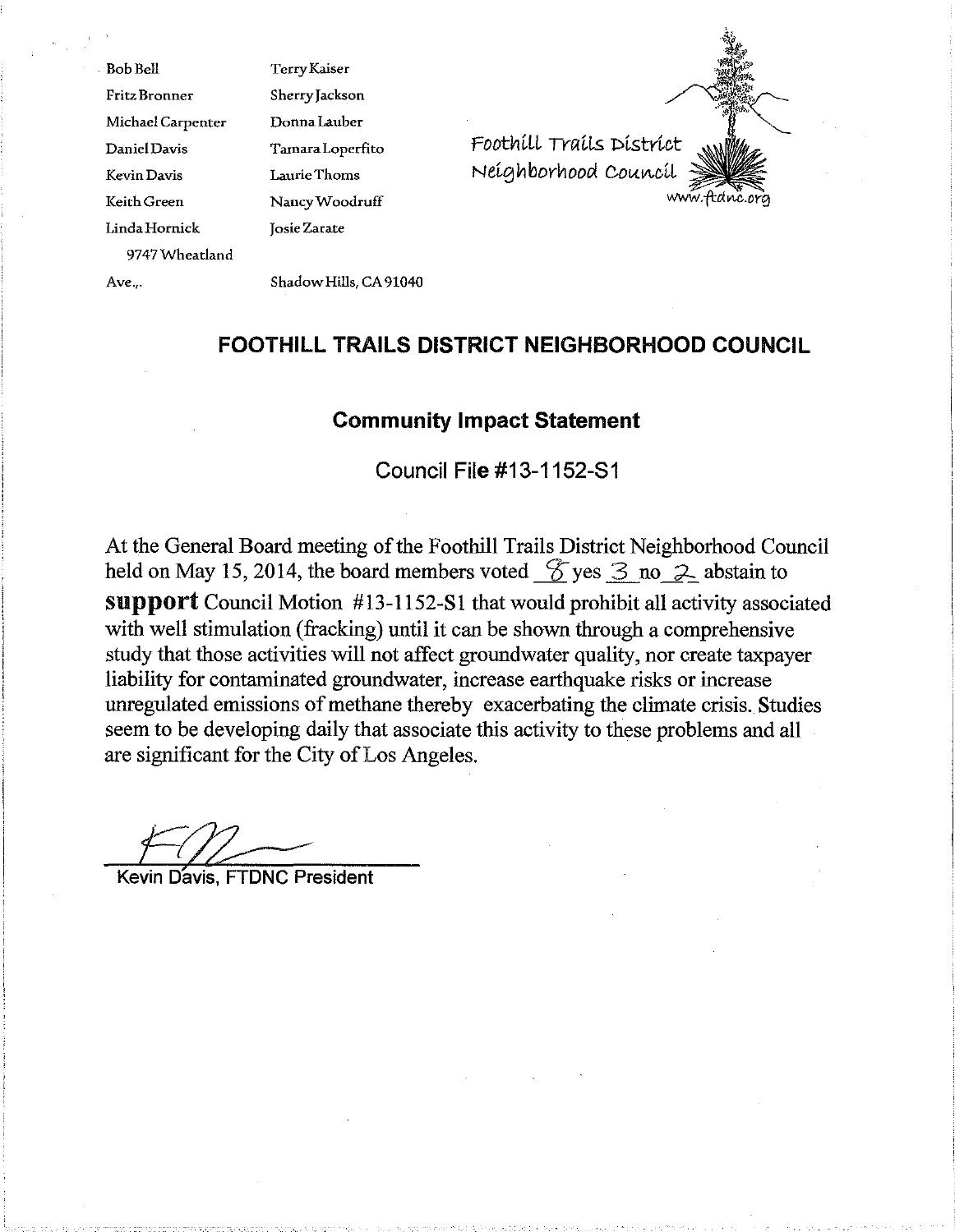Bob Bell
Fritz Bronner
Michael Carpenter
Daniel Davis
Kevin Davis
Keith Green
Linda Hornick
Terry Kaiser
Sherry Jackson
Donna Lauber
Tamara Loperfito
Laurie Thoms
Nancy Woodruff
Josie Zarate

9747 Wheatland Ave., Shadow Hills, CA 91040

Foothill Trails District Neighborhood Council
www.ftdnc.org

## FOOTHILL TRAILS DISTRICT NEIGHBORHOOD COUNCIL

### Community Impact Statement

Council File #13-1152-S1

At the General Board meeting of the Foothill Trails District Neighborhood Council held on May 15, 2014, the board members voted 8 yes 3 no 2 abstain to **support** Council Motion #13-1152-S1 that would prohibit all activity associated with well stimulation (fracking) until it can be shown through a comprehensive study that those activities will not affect groundwater quality, nor create taxpayer liability for contaminated groundwater, increase earthquake risks or increase unregulated emissions of methane thereby exacerbating the climate crisis. Studies seem to be developing daily that associate this activity to these problems and all are significant for the City of Los Angeles.

Kevin Davis, FTDNC President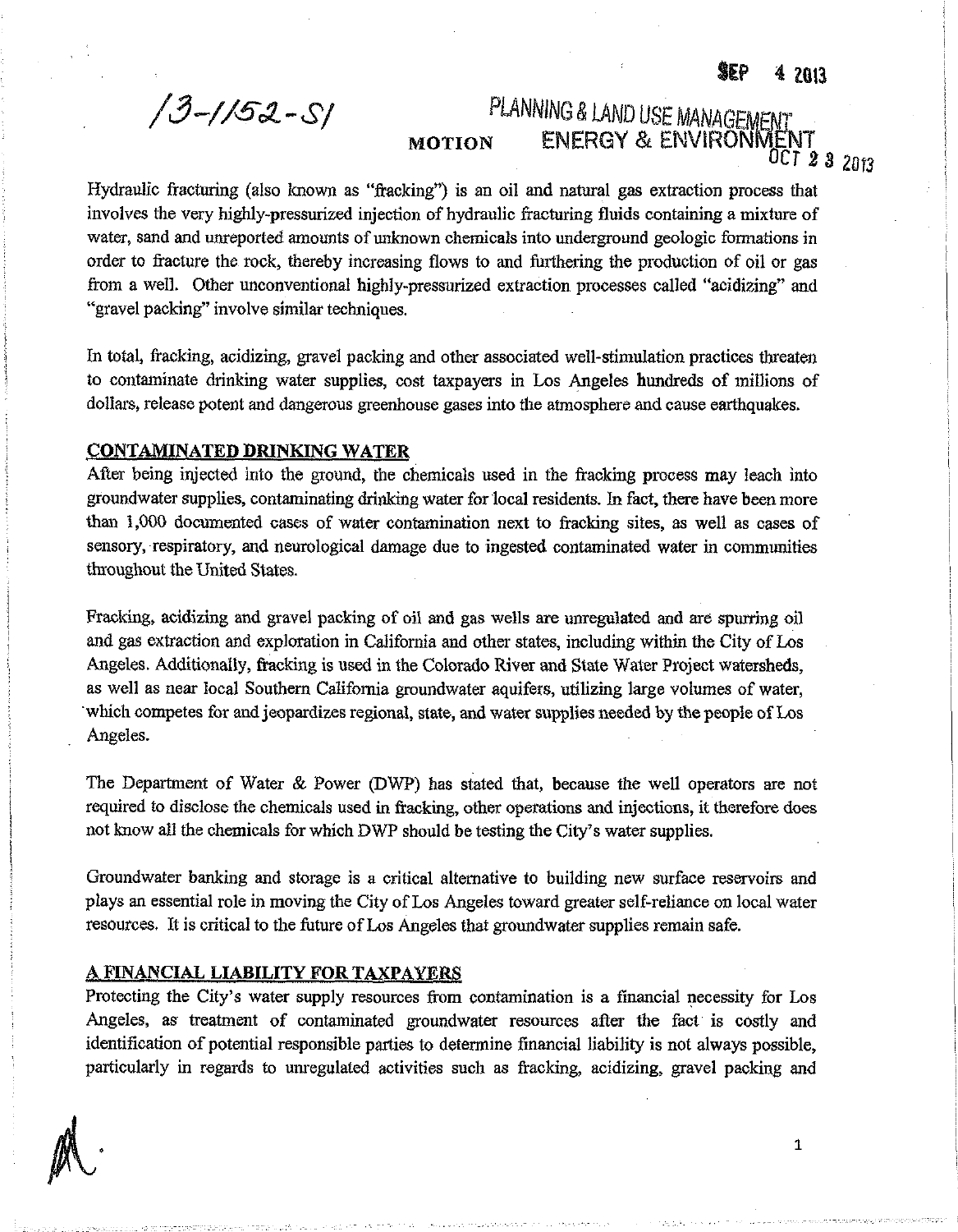13-1152-S1

SEP 4 2013

PLANNING & LAND USE MANAGEMENT

# MOTION

ENERGY & ENVIRONMENT

OCT 23 2013

Hydraulic fracturing (also known as "fracking") is an oil and natural gas extraction process that involves the very highly-pressurized injection of hydraulic fracturing fluids containing a mixture of water, sand and unreported amounts of unknown chemicals into underground geologic formations in order to fracture the rock, thereby increasing flows to and furthering the production of oil or gas from a well. Other unconventional highly-pressurized extraction processes called "acidizing" and "gravel packing" involve similar techniques.

In total, fracking, acidizing, gravel packing and other associated well-stimulation practices threaten to contaminate drinking water supplies, cost taxpayers in Los Angeles hundreds of millions of dollars, release potent and dangerous greenhouse gases into the atmosphere and cause earthquakes.

## CONTAMINATED DRINKING WATER

After being injected into the ground, the chemicals used in the fracking process may leach into groundwater supplies, contaminating drinking water for local residents. In fact, there have been more than 1,000 documented cases of water contamination next to fracking sites, as well as cases of sensory, respiratory, and neurological damage due to ingested contaminated water in communities throughout the United States.

Fracking, acidizing and gravel packing of oil and gas wells are unregulated and are spurring oil and gas extraction and exploration in California and other states, including within the City of Los Angeles. Additionally, fracking is used in the Colorado River and State Water Project watersheds, as well as near local Southern California groundwater aquifers, utilizing large volumes of water, which competes for and jeopardizes regional, state, and water supplies needed by the people of Los Angeles.

The Department of Water & Power (DWP) has stated that, because the well operators are not required to disclose the chemicals used in fracking, other operations and injections, it therefore does not know all the chemicals for which DWP should be testing the City's water supplies.

Groundwater banking and storage is a critical alternative to building new surface reservoirs and plays an essential role in moving the City of Los Angeles toward greater self-reliance on local water resources. It is critical to the future of Los Angeles that groundwater supplies remain safe.

## A FINANCIAL LIABILITY FOR TAXPAYERS

Protecting the City's water supply resources from contamination is a financial necessity for Los Angeles, as treatment of contaminated groundwater resources after the fact is costly and identification of potential responsible parties to determine financial liability is not always possible, particularly in regards to unregulated activities such as fracking, acidizing, gravel packing and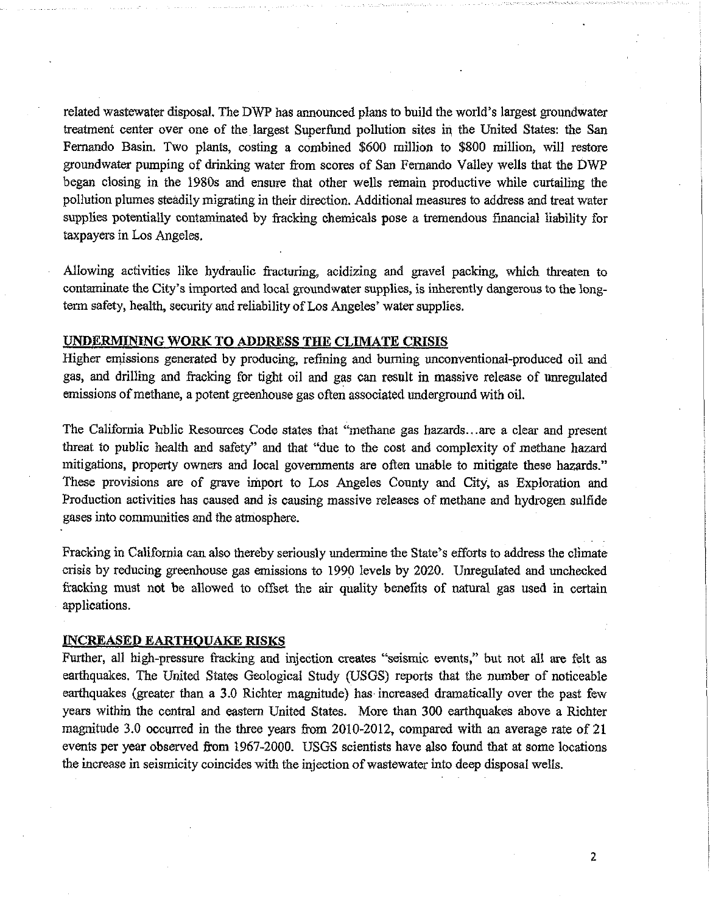related wastewater disposal. The DWP has announced plans to build the world's largest groundwater treatment center over one of the largest Superfund pollution sites in the United States: the San Fernando Basin. Two plants, costing a combined $600 million to $800 million, will restore groundwater pumping of drinking water from scores of San Fernando Valley wells that the DWP began closing in the 1980s and ensure that other wells remain productive while curtailing the pollution plumes steadily migrating in their direction. Additional measures to address and treat water supplies potentially contaminated by fracking chemicals pose a tremendous financial liability for taxpayers in Los Angeles.

Allowing activities like hydraulic fracturing, acidizing and gravel packing, which threaten to contaminate the City's imported and local groundwater supplies, is inherently dangerous to the long-term safety, health, security and reliability of Los Angeles' water supplies.

## UNDERMINING WORK TO ADDRESS THE CLIMATE CRISIS

Higher emissions generated by producing, refining and burning unconventional-produced oil and gas, and drilling and fracking for tight oil and gas can result in massive release of unregulated emissions of methane, a potent greenhouse gas often associated underground with oil.

The California Public Resources Code states that "methane gas hazards...are a clear and present threat to public health and safety" and that "due to the cost and complexity of methane hazard mitigations, property owners and local governments are often unable to mitigate these hazards." These provisions are of grave import to Los Angeles County and City, as Exploration and Production activities has caused and is causing massive releases of methane and hydrogen sulfide gases into communities and the atmosphere.

Fracking in California can also thereby seriously undermine the State's efforts to address the climate crisis by reducing greenhouse gas emissions to 1990 levels by 2020. Unregulated and unchecked fracking must not be allowed to offset the air quality benefits of natural gas used in certain applications.

## INCREASED EARTHQUAKE RISKS

Further, all high-pressure fracking and injection creates "seismic events," but not all are felt as earthquakes. The United States Geological Study (USGS) reports that the number of noticeable earthquakes (greater than a 3.0 Richter magnitude) has increased dramatically over the past few years within the central and eastern United States. More than 300 earthquakes above a Richter magnitude 3.0 occurred in the three years from 2010-2012, compared with an average rate of 21 events per year observed from 1967-2000. USGS scientists have also found that at some locations the increase in seismicity coincides with the injection of wastewater into deep disposal wells.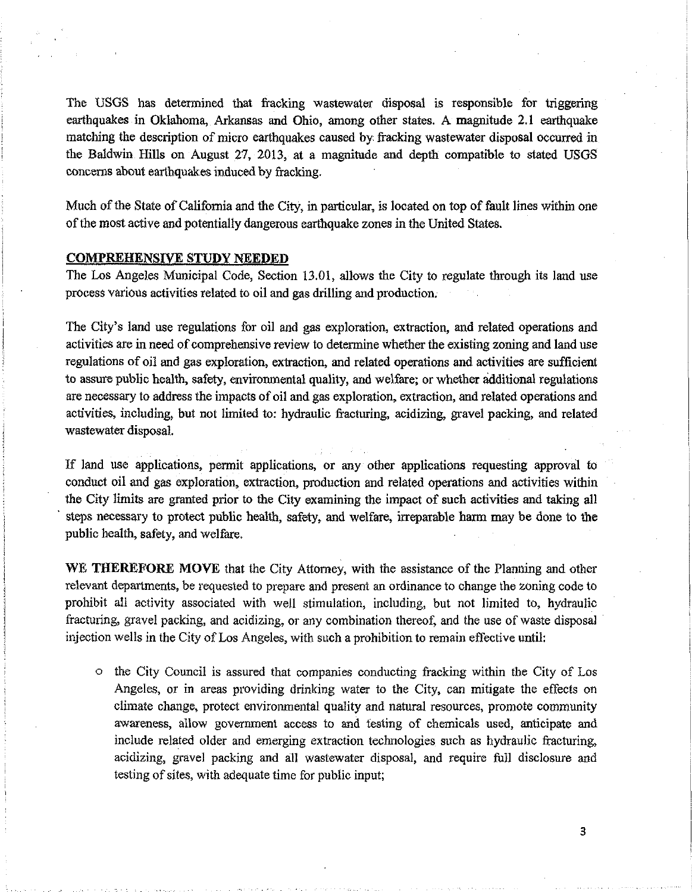The USGS has determined that fracking wastewater disposal is responsible for triggering earthquakes in Oklahoma, Arkansas and Ohio, among other states. A magnitude 2.1 earthquake matching the description of micro earthquakes caused by fracking wastewater disposal occurred in the Baldwin Hills on August 27, 2013, at a magnitude and depth compatible to stated USGS concerns about earthquakes induced by fracking.

Much of the State of California and the City, in particular, is located on top of fault lines within one of the most active and potentially dangerous earthquake zones in the United States.

## COMPREHENSIVE STUDY NEEDED

The Los Angeles Municipal Code, Section 13.01, allows the City to regulate through its land use process various activities related to oil and gas drilling and production.

The City's land use regulations for oil and gas exploration, extraction, and related operations and activities are in need of comprehensive review to determine whether the existing zoning and land use regulations of oil and gas exploration, extraction, and related operations and activities are sufficient to assure public health, safety, environmental quality, and welfare; or whether additional regulations are necessary to address the impacts of oil and gas exploration, extraction, and related operations and activities, including, but not limited to: hydraulic fracturing, acidizing, gravel packing, and related wastewater disposal.

If land use applications, permit applications, or any other applications requesting approval to conduct oil and gas exploration, extraction, production and related operations and activities within the City limits are granted prior to the City examining the impact of such activities and taking all steps necessary to protect public health, safety, and welfare, irreparable harm may be done to the public health, safety, and welfare.

**WE THEREFORE MOVE** that the City Attorney, with the assistance of the Planning and other relevant departments, be requested to prepare and present an ordinance to change the zoning code to prohibit all activity associated with well stimulation, including, but not limited to, hydraulic fracturing, gravel packing, and acidizing, or any combination thereof, and the use of waste disposal injection wells in the City of Los Angeles, with such a prohibition to remain effective until:

- the City Council is assured that companies conducting fracking within the City of Los Angeles, or in areas providing drinking water to the City, can mitigate the effects on climate change, protect environmental quality and natural resources, promote community awareness, allow government access to and testing of chemicals used, anticipate and include related older and emerging extraction technologies such as hydraulic fracturing, acidizing, gravel packing and all wastewater disposal, and require full disclosure and testing of sites, with adequate time for public input;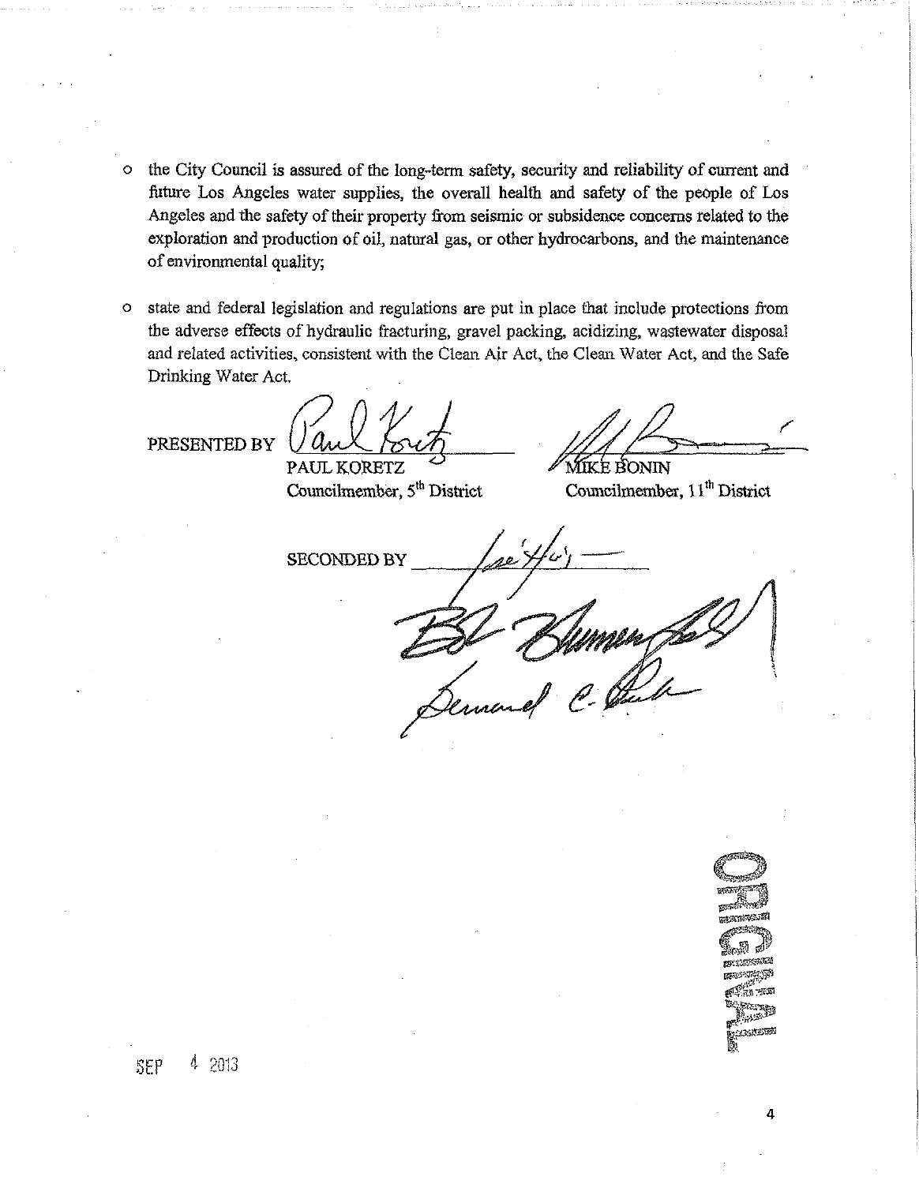- the City Council is assured of the long-term safety, security and reliability of current and future Los Angeles water supplies, the overall health and safety of the people of Los Angeles and the safety of their property from seismic or subsidence concerns related to the exploration and production of oil, natural gas, or other hydrocarbons, and the maintenance of environmental quality;

- state and federal legislation and regulations are put in place that include protections from the adverse effects of hydraulic fracturing, gravel packing, acidizing, wastewater disposal and related activities, consistent with the Clean Air Act, the Clean Water Act, and the Safe Drinking Water Act.

PRESENTED BY

PAUL KORETZ
Councilmember, 5th District

MIKE BONIN
Councilmember, 11th District

SECONDED BY

ORIGINAL

SEP 4 2013